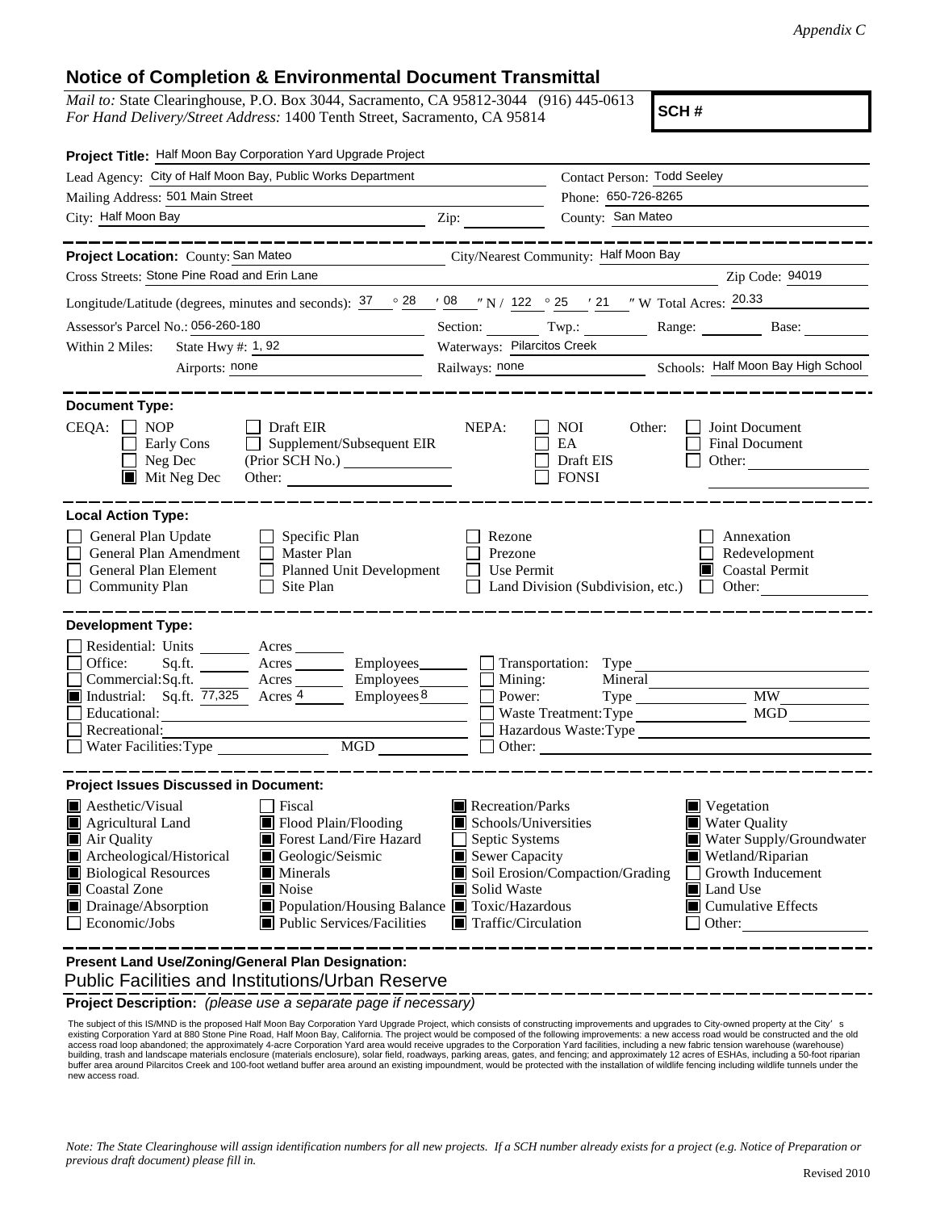*Appendix C*

## Notice of Completion & Environmental Document Transmittal

*Mail to:* State Clearinghouse, P.O. Box 3044, Sacramento, CA 95812-3044 (916) 445-0613
*For Hand Delivery/Street Address:* 1400 Tenth Street, Sacramento, CA 95814

**SCH #**

**Project Title:** Half Moon Bay Corporation Yard Upgrade Project

Lead Agency: City of Half Moon Bay, Public Works Department
Contact Person: Todd Seeley
Mailing Address: 501 Main Street
Phone: 650-726-8265
City: Half Moon Bay
Zip:
County: San Mateo

---

**Project Location:** County: San Mateo
City/Nearest Community: Half Moon Bay
Cross Streets: Stone Pine Road and Erin Lane
Zip Code: 94019
Longitude/Latitude (degrees, minutes and seconds): 37 ° 28 ′ 08 ″ N / 122 ° 25 ′ 21 ″ W Total Acres: 20.33
Assessor's Parcel No.: 056-260-180
Section: Twp.: Range: Base:
Within 2 Miles: State Hwy #: 1, 92
Waterways: Pilarcitos Creek
Airports: none
Railways: none
Schools: Half Moon Bay High School

---

**Document Type:**

CEQA: ☐ NOP ☐ Early Cons ☐ Neg Dec ☒ Mit Neg Dec ☐ Draft EIR ☐ Supplement/Subsequent EIR (Prior SCH No.) Other:

NEPA: ☐ NOI ☐ EA ☐ Draft EIS ☐ FONSI

Other: ☐ Joint Document ☐ Final Document ☐ Other:

---

**Local Action Type:**

☐ General Plan Update
☐ General Plan Amendment
☐ General Plan Element
☐ Community Plan
☐ Specific Plan
☐ Master Plan
☐ Planned Unit Development
☐ Site Plan
☐ Rezone
☐ Prezone
☐ Use Permit
☐ Land Division (Subdivision, etc.)
☐ Annexation
☐ Redevelopment
☒ Coastal Permit
☐ Other:

---

**Development Type:**

☐ Residential: Units Acres
☐ Office: Sq.ft. Acres Employees
☐ Commercial: Sq.ft. Acres Employees
☒ Industrial: Sq.ft. 77,325 Acres 4 Employees 8
☐ Educational:
☐ Recreational:
☐ Water Facilities: Type MGD
☐ Transportation: Type
☐ Mining: Mineral
☐ Power: Type MW
☐ Waste Treatment: Type MGD
☐ Hazardous Waste: Type
☐ Other:

---

**Project Issues Discussed in Document:**

☒ Aesthetic/Visual
☒ Agricultural Land
☒ Air Quality
☒ Archeological/Historical
☒ Biological Resources
☒ Coastal Zone
☒ Drainage/Absorption
☐ Economic/Jobs
☐ Fiscal
☒ Flood Plain/Flooding
☒ Forest Land/Fire Hazard
☒ Geologic/Seismic
☒ Minerals
☒ Noise
☒ Population/Housing Balance
☒ Public Services/Facilities
☒ Recreation/Parks
☒ Schools/Universities
☐ Septic Systems
☒ Sewer Capacity
☒ Soil Erosion/Compaction/Grading
☒ Solid Waste
☒ Toxic/Hazardous
☒ Traffic/Circulation
☒ Vegetation
☒ Water Quality
☒ Water Supply/Groundwater
☒ Wetland/Riparian
☐ Growth Inducement
☒ Land Use
☒ Cumulative Effects
☐ Other:

---

**Present Land Use/Zoning/General Plan Designation:**

Public Facilities and Institutions/Urban Reserve

**Project Description:** *(please use a separate page if necessary)*

The subject of this IS/MND is the proposed Half Moon Bay Corporation Yard Upgrade Project, which consists of constructing improvements and upgrades to City-owned property at the City's existing Corporation Yard at 880 Stone Pine Road, Half Moon Bay, California. The project would be composed of the following improvements: a new access road would be constructed and the old access road loop abandoned; the approximately 4-acre Corporation Yard area would receive upgrades to the Corporation Yard facilities, including a new fabric tension warehouse (warehouse) building, trash and landscape materials enclosure (materials enclosure), solar field, roadways, parking areas, gates, and fencing; and approximately 12 acres of ESHAs, including a 50-foot riparian buffer area around Pilarcitos Creek and 100-foot wetland buffer area around an existing impoundment, would be protected with the installation of wildlife fencing including wildlife tunnels under the new access road.

*Note: The State Clearinghouse will assign identification numbers for all new projects. If a SCH number already exists for a project (e.g. Notice of Preparation or previous draft document) please fill in.*

Revised 2010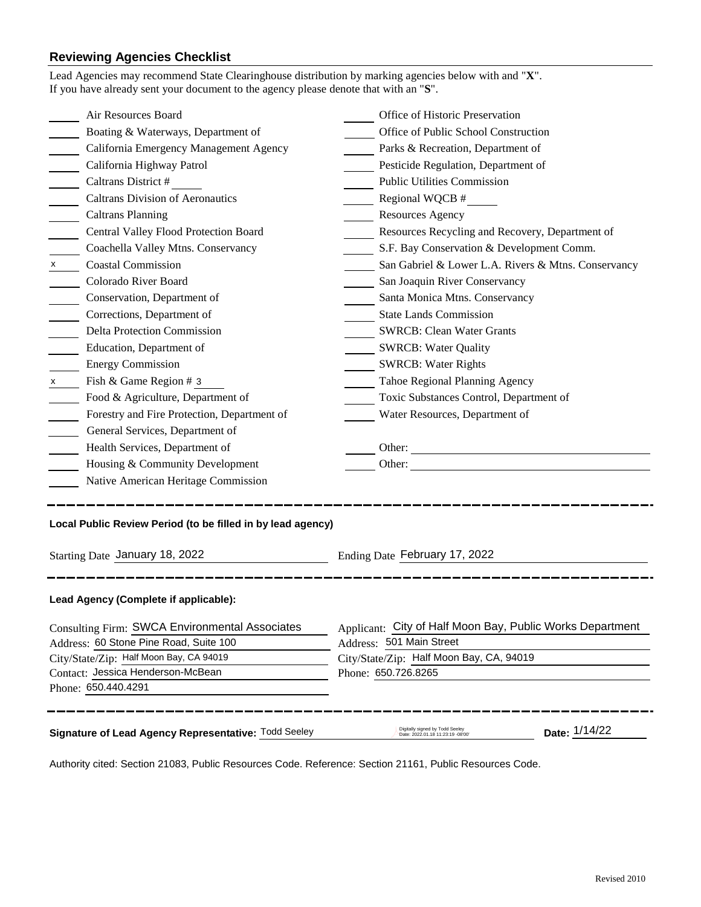## Reviewing Agencies Checklist

Lead Agencies may recommend State Clearinghouse distribution by marking agencies below with and "**X**".
If you have already sent your document to the agency please denote that with an "**S**".

| | | | |
|---|---|---|---|
| | Air Resources Board | | Office of Historic Preservation |
| | Boating & Waterways, Department of | | Office of Public School Construction |
| | California Emergency Management Agency | | Parks & Recreation, Department of |
| | California Highway Patrol | | Pesticide Regulation, Department of |
| | Caltrans District # | | Public Utilities Commission |
| | Caltrans Division of Aeronautics | | Regional WQCB # |
| | Caltrans Planning | | Resources Agency |
| | Central Valley Flood Protection Board | | Resources Recycling and Recovery, Department of |
| | Coachella Valley Mtns. Conservancy | | S.F. Bay Conservation & Development Comm. |
| x | Coastal Commission | | San Gabriel & Lower L.A. Rivers & Mtns. Conservancy |
| | Colorado River Board | | San Joaquin River Conservancy |
| | Conservation, Department of | | Santa Monica Mtns. Conservancy |
| | Corrections, Department of | | State Lands Commission |
| | Delta Protection Commission | | SWRCB: Clean Water Grants |
| | Education, Department of | | SWRCB: Water Quality |
| | Energy Commission | | SWRCB: Water Rights |
| x | Fish & Game Region # 3 | | Tahoe Regional Planning Agency |
| | Food & Agriculture, Department of | | Toxic Substances Control, Department of |
| | Forestry and Fire Protection, Department of | | Water Resources, Department of |
| | General Services, Department of | | |
| | Health Services, Department of | | Other: |
| | Housing & Community Development | | Other: |
| | Native American Heritage Commission | | |

**Local Public Review Period (to be filled in by lead agency)**

Starting Date January 18, 2022

Ending Date February 17, 2022

**Lead Agency (Complete if applicable):**

Consulting Firm: SWCA Environmental Associates
Address: 60 Stone Pine Road, Suite 100
City/State/Zip: Half Moon Bay, CA 94019
Contact: Jessica Henderson-McBean
Phone: 650.440.4291

Applicant: City of Half Moon Bay, Public Works Department
Address: 501 Main Street
City/State/Zip: Half Moon Bay, CA, 94019
Phone: 650.726.8265

**Signature of Lead Agency Representative:** Todd Seeley Digitally signed by Todd Seeley Date: 2022.01.18 11:23:19 -08'00' **Date:** 1/14/22

Authority cited: Section 21083, Public Resources Code. Reference: Section 21161, Public Resources Code.

Revised 2010